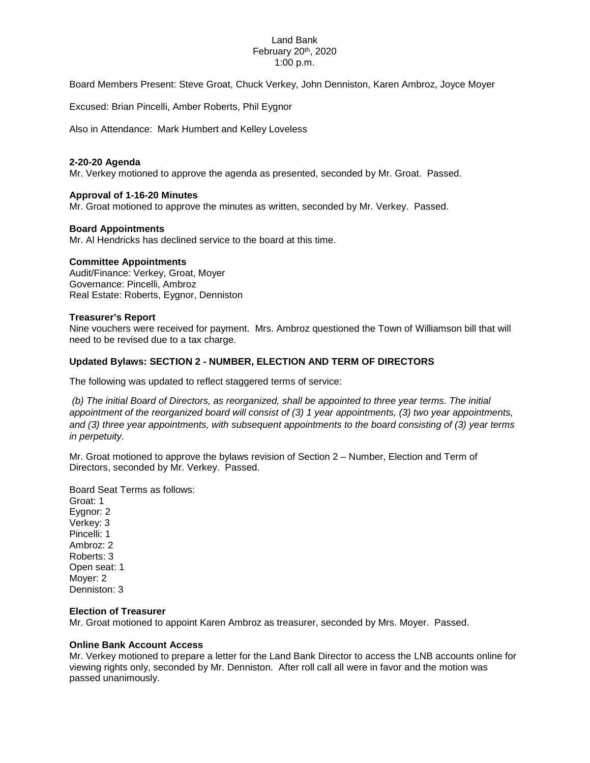Land Bank
February 20th, 2020
1:00 p.m.

Board Members Present: Steve Groat, Chuck Verkey, John Denniston, Karen Ambroz, Joyce Moyer

Excused: Brian Pincelli, Amber Roberts, Phil Eygnor

Also in Attendance: Mark Humbert and Kelley Loveless

**2-20-20 Agenda**
Mr. Verkey motioned to approve the agenda as presented, seconded by Mr. Groat. Passed.

**Approval of 1-16-20 Minutes**
Mr. Groat motioned to approve the minutes as written, seconded by Mr. Verkey. Passed.

**Board Appointments**
Mr. Al Hendricks has declined service to the board at this time.

**Committee Appointments**
Audit/Finance: Verkey, Groat, Moyer
Governance: Pincelli, Ambroz
Real Estate: Roberts, Eygnor, Denniston

**Treasurer's Report**
Nine vouchers were received for payment. Mrs. Ambroz questioned the Town of Williamson bill that will need to be revised due to a tax charge.

**Updated Bylaws: SECTION 2 - NUMBER, ELECTION AND TERM OF DIRECTORS**

The following was updated to reflect staggered terms of service:

*(b) The initial Board of Directors, as reorganized, shall be appointed to three year terms. The initial appointment of the reorganized board will consist of (3) 1 year appointments, (3) two year appointments, and (3) three year appointments, with subsequent appointments to the board consisting of (3) year terms in perpetuity.*

Mr. Groat motioned to approve the bylaws revision of Section 2 – Number, Election and Term of Directors, seconded by Mr. Verkey. Passed.

Board Seat Terms as follows:
Groat: 1
Eygnor: 2
Verkey: 3
Pincelli: 1
Ambroz: 2
Roberts: 3
Open seat: 1
Moyer: 2
Denniston: 3

**Election of Treasurer**
Mr. Groat motioned to appoint Karen Ambroz as treasurer, seconded by Mrs. Moyer. Passed.

**Online Bank Account Access**
Mr. Verkey motioned to prepare a letter for the Land Bank Director to access the LNB accounts online for viewing rights only, seconded by Mr. Denniston. After roll call all were in favor and the motion was passed unanimously.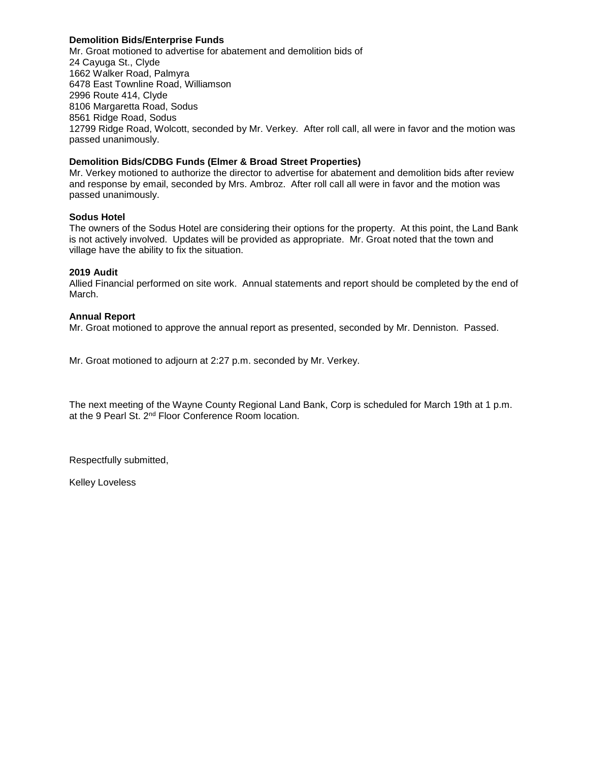**Demolition Bids/Enterprise Funds**

Mr. Groat motioned to advertise for abatement and demolition bids of
24 Cayuga St., Clyde
1662 Walker Road, Palmyra
6478 East Townline Road, Williamson
2996 Route 414, Clyde
8106 Margaretta Road, Sodus
8561 Ridge Road, Sodus
12799 Ridge Road, Wolcott, seconded by Mr. Verkey. After roll call, all were in favor and the motion was passed unanimously.

**Demolition Bids/CDBG Funds (Elmer & Broad Street Properties)**

Mr. Verkey motioned to authorize the director to advertise for abatement and demolition bids after review and response by email, seconded by Mrs. Ambroz. After roll call all were in favor and the motion was passed unanimously.

**Sodus Hotel**

The owners of the Sodus Hotel are considering their options for the property. At this point, the Land Bank is not actively involved. Updates will be provided as appropriate. Mr. Groat noted that the town and village have the ability to fix the situation.

**2019 Audit**

Allied Financial performed on site work. Annual statements and report should be completed by the end of March.

**Annual Report**

Mr. Groat motioned to approve the annual report as presented, seconded by Mr. Denniston. Passed.

Mr. Groat motioned to adjourn at 2:27 p.m. seconded by Mr. Verkey.

The next meeting of the Wayne County Regional Land Bank, Corp is scheduled for March 19th at 1 p.m. at the 9 Pearl St. 2nd Floor Conference Room location.

Respectfully submitted,

Kelley Loveless